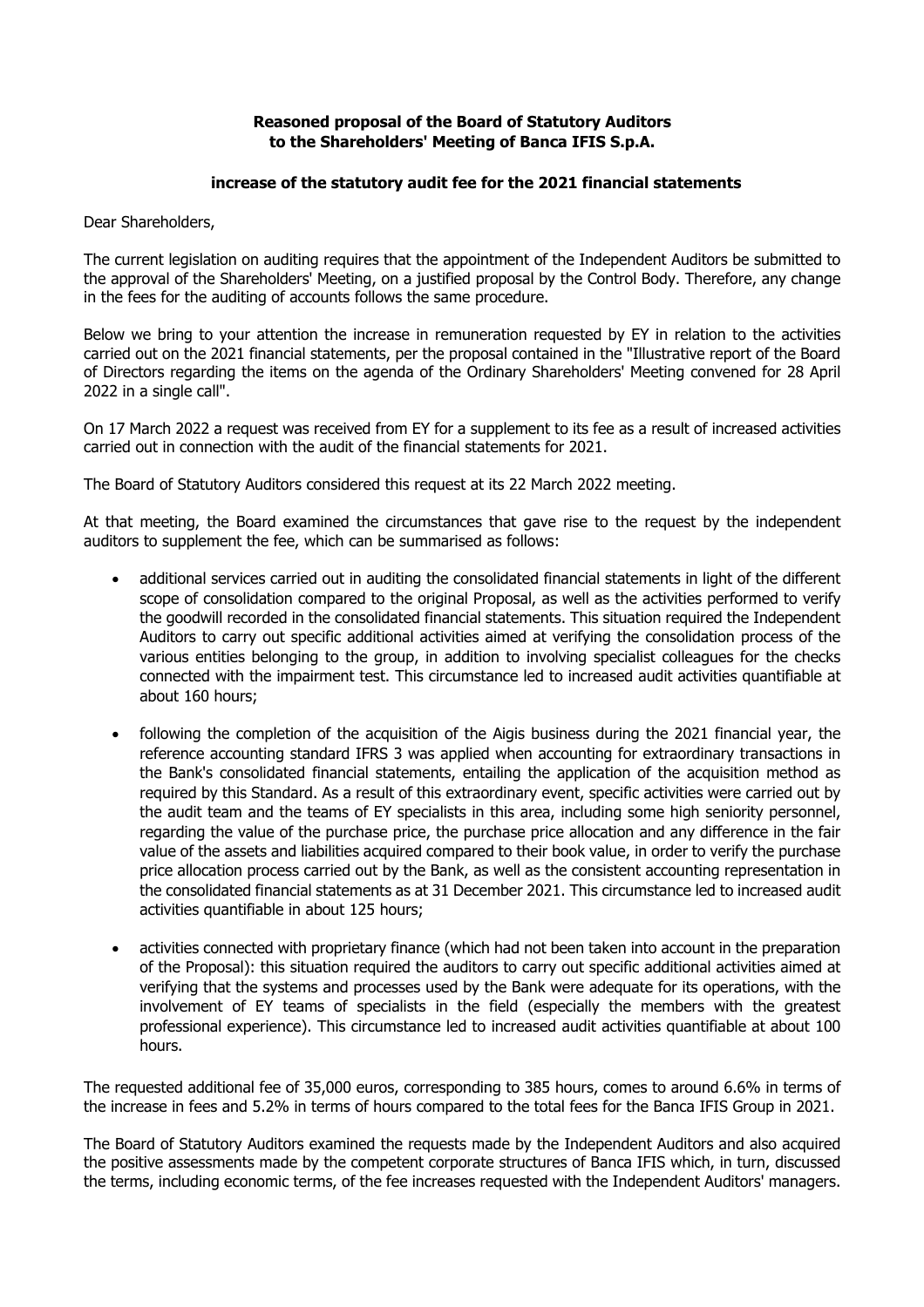**Reasoned proposal of the Board of Statutory Auditors to the Shareholders' Meeting of Banca IFIS S.p.A.**

**increase of the statutory audit fee for the 2021 financial statements**

Dear Shareholders,

The current legislation on auditing requires that the appointment of the Independent Auditors be submitted to the approval of the Shareholders' Meeting, on a justified proposal by the Control Body. Therefore, any change in the fees for the auditing of accounts follows the same procedure.

Below we bring to your attention the increase in remuneration requested by EY in relation to the activities carried out on the 2021 financial statements, per the proposal contained in the "Illustrative report of the Board of Directors regarding the items on the agenda of the Ordinary Shareholders' Meeting convened for 28 April 2022 in a single call".

On 17 March 2022 a request was received from EY for a supplement to its fee as a result of increased activities carried out in connection with the audit of the financial statements for 2021.

The Board of Statutory Auditors considered this request at its 22 March 2022 meeting.

At that meeting, the Board examined the circumstances that gave rise to the request by the independent auditors to supplement the fee, which can be summarised as follows:

- additional services carried out in auditing the consolidated financial statements in light of the different scope of consolidation compared to the original Proposal, as well as the activities performed to verify the goodwill recorded in the consolidated financial statements. This situation required the Independent Auditors to carry out specific additional activities aimed at verifying the consolidation process of the various entities belonging to the group, in addition to involving specialist colleagues for the checks connected with the impairment test. This circumstance led to increased audit activities quantifiable at about 160 hours;
- following the completion of the acquisition of the Aigis business during the 2021 financial year, the reference accounting standard IFRS 3 was applied when accounting for extraordinary transactions in the Bank's consolidated financial statements, entailing the application of the acquisition method as required by this Standard. As a result of this extraordinary event, specific activities were carried out by the audit team and the teams of EY specialists in this area, including some high seniority personnel, regarding the value of the purchase price, the purchase price allocation and any difference in the fair value of the assets and liabilities acquired compared to their book value, in order to verify the purchase price allocation process carried out by the Bank, as well as the consistent accounting representation in the consolidated financial statements as at 31 December 2021. This circumstance led to increased audit activities quantifiable in about 125 hours;
- activities connected with proprietary finance (which had not been taken into account in the preparation of the Proposal): this situation required the auditors to carry out specific additional activities aimed at verifying that the systems and processes used by the Bank were adequate for its operations, with the involvement of EY teams of specialists in the field (especially the members with the greatest professional experience). This circumstance led to increased audit activities quantifiable at about 100 hours.

The requested additional fee of 35,000 euros, corresponding to 385 hours, comes to around 6.6% in terms of the increase in fees and 5.2% in terms of hours compared to the total fees for the Banca IFIS Group in 2021.

The Board of Statutory Auditors examined the requests made by the Independent Auditors and also acquired the positive assessments made by the competent corporate structures of Banca IFIS which, in turn, discussed the terms, including economic terms, of the fee increases requested with the Independent Auditors' managers.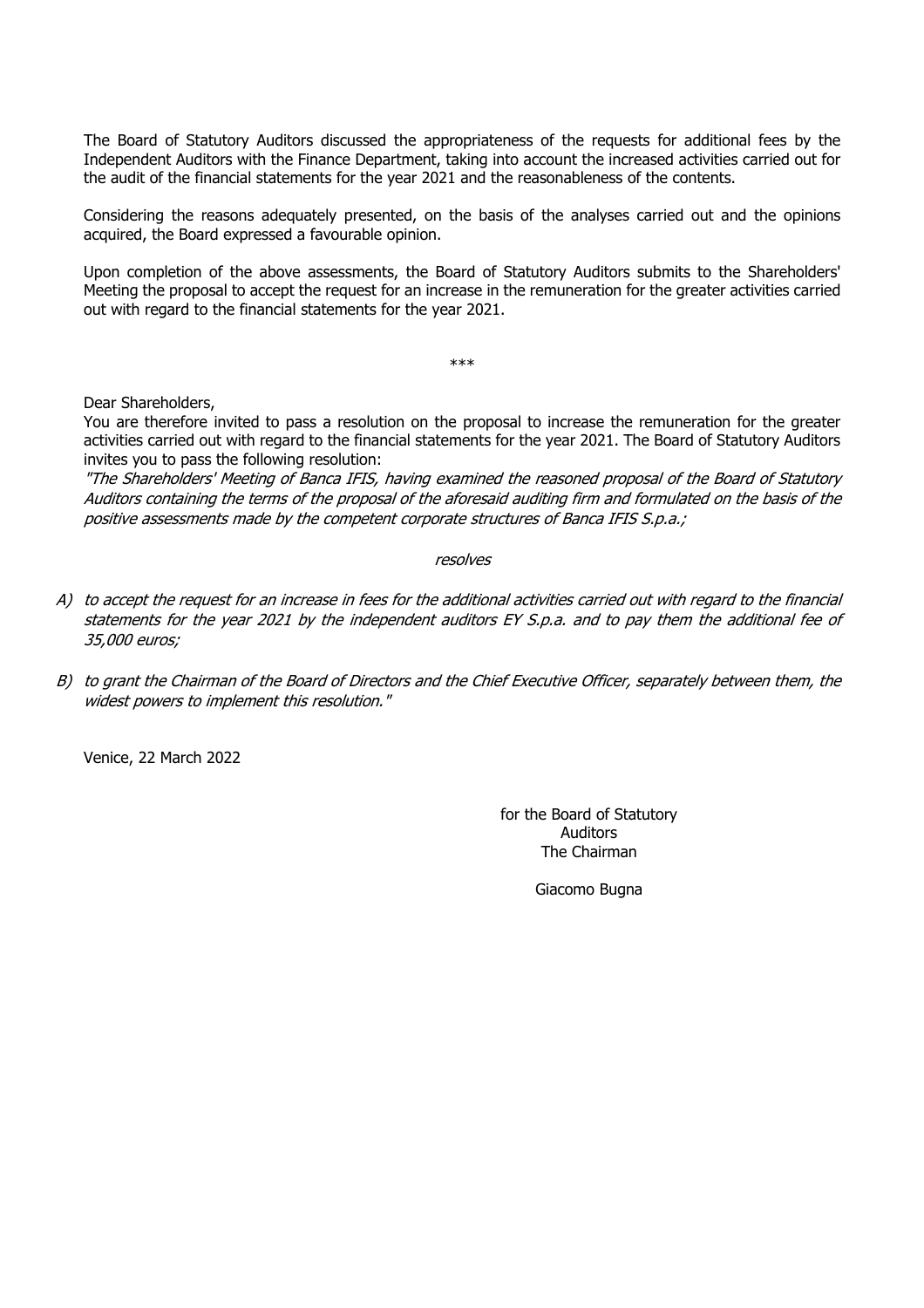The Board of Statutory Auditors discussed the appropriateness of the requests for additional fees by the Independent Auditors with the Finance Department, taking into account the increased activities carried out for the audit of the financial statements for the year 2021 and the reasonableness of the contents.

Considering the reasons adequately presented, on the basis of the analyses carried out and the opinions acquired, the Board expressed a favourable opinion.

Upon completion of the above assessments, the Board of Statutory Auditors submits to the Shareholders' Meeting the proposal to accept the request for an increase in the remuneration for the greater activities carried out with regard to the financial statements for the year 2021.

***

Dear Shareholders,

You are therefore invited to pass a resolution on the proposal to increase the remuneration for the greater activities carried out with regard to the financial statements for the year 2021. The Board of Statutory Auditors invites you to pass the following resolution:

*"The Shareholders' Meeting of Banca IFIS, having examined the reasoned proposal of the Board of Statutory Auditors containing the terms of the proposal of the aforesaid auditing firm and formulated on the basis of the positive assessments made by the competent corporate structures of Banca IFIS S.p.a.;*

*resolves*

*A) to accept the request for an increase in fees for the additional activities carried out with regard to the financial statements for the year 2021 by the independent auditors EY S.p.a. and to pay them the additional fee of 35,000 euros;*

*B) to grant the Chairman of the Board of Directors and the Chief Executive Officer, separately between them, the widest powers to implement this resolution."*

Venice, 22 March 2022

for the Board of Statutory Auditors
The Chairman

Giacomo Bugna